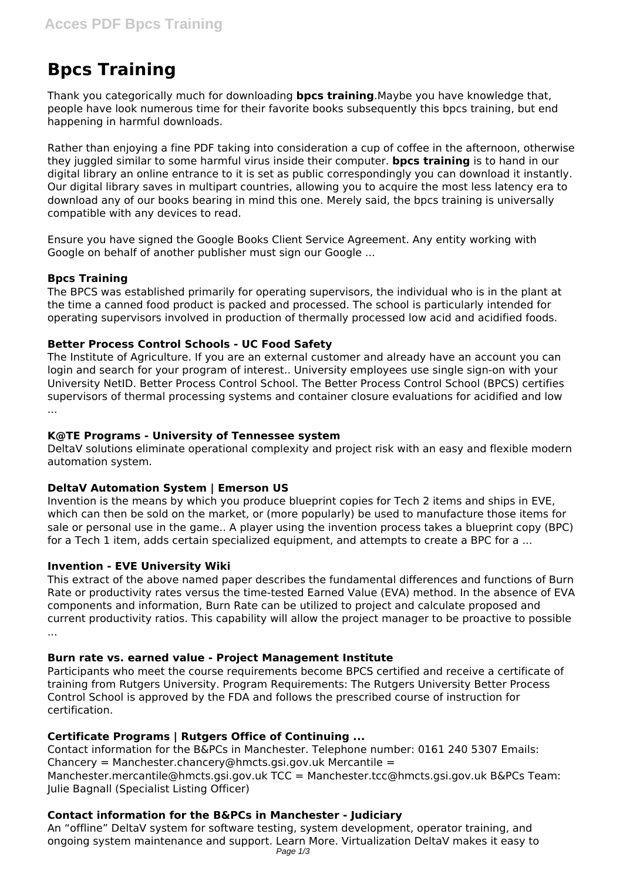# Bpcs Training

Thank you categorically much for downloading **bpcs training**.Maybe you have knowledge that, people have look numerous time for their favorite books subsequently this bpcs training, but end happening in harmful downloads.

Rather than enjoying a fine PDF taking into consideration a cup of coffee in the afternoon, otherwise they juggled similar to some harmful virus inside their computer. **bpcs training** is to hand in our digital library an online entrance to it is set as public correspondingly you can download it instantly. Our digital library saves in multipart countries, allowing you to acquire the most less latency era to download any of our books bearing in mind this one. Merely said, the bpcs training is universally compatible with any devices to read.

Ensure you have signed the Google Books Client Service Agreement. Any entity working with Google on behalf of another publisher must sign our Google ...

### Bpcs Training

The BPCS was established primarily for operating supervisors, the individual who is in the plant at the time a canned food product is packed and processed. The school is particularly intended for operating supervisors involved in production of thermally processed low acid and acidified foods.

### Better Process Control Schools - UC Food Safety

The Institute of Agriculture. If you are an external customer and already have an account you can login and search for your program of interest.. University employees use single sign-on with your University NetID. Better Process Control School. The Better Process Control School (BPCS) certifies supervisors of thermal processing systems and container closure evaluations for acidified and low ...

### K@TE Programs - University of Tennessee system

DeltaV solutions eliminate operational complexity and project risk with an easy and flexible modern automation system.

### DeltaV Automation System | Emerson US

Invention is the means by which you produce blueprint copies for Tech 2 items and ships in EVE, which can then be sold on the market, or (more popularly) be used to manufacture those items for sale or personal use in the game.. A player using the invention process takes a blueprint copy (BPC) for a Tech 1 item, adds certain specialized equipment, and attempts to create a BPC for a ...

### Invention - EVE University Wiki

This extract of the above named paper describes the fundamental differences and functions of Burn Rate or productivity rates versus the time-tested Earned Value (EVA) method. In the absence of EVA components and information, Burn Rate can be utilized to project and calculate proposed and current productivity ratios. This capability will allow the project manager to be proactive to possible ...

### Burn rate vs. earned value - Project Management Institute

Participants who meet the course requirements become BPCS certified and receive a certificate of training from Rutgers University. Program Requirements: The Rutgers University Better Process Control School is approved by the FDA and follows the prescribed course of instruction for certification.

### Certificate Programs | Rutgers Office of Continuing ...

Contact information for the B&PCs in Manchester. Telephone number: 0161 240 5307 Emails: Chancery = Manchester.chancery@hmcts.gsi.gov.uk Mercantile = Manchester.mercantile@hmcts.gsi.gov.uk TCC = Manchester.tcc@hmcts.gsi.gov.uk B&PCs Team: Julie Bagnall (Specialist Listing Officer)

### Contact information for the B&PCs in Manchester - Judiciary

An "offline" DeltaV system for software testing, system development, operator training, and ongoing system maintenance and support. Learn More. Virtualization DeltaV makes it easy to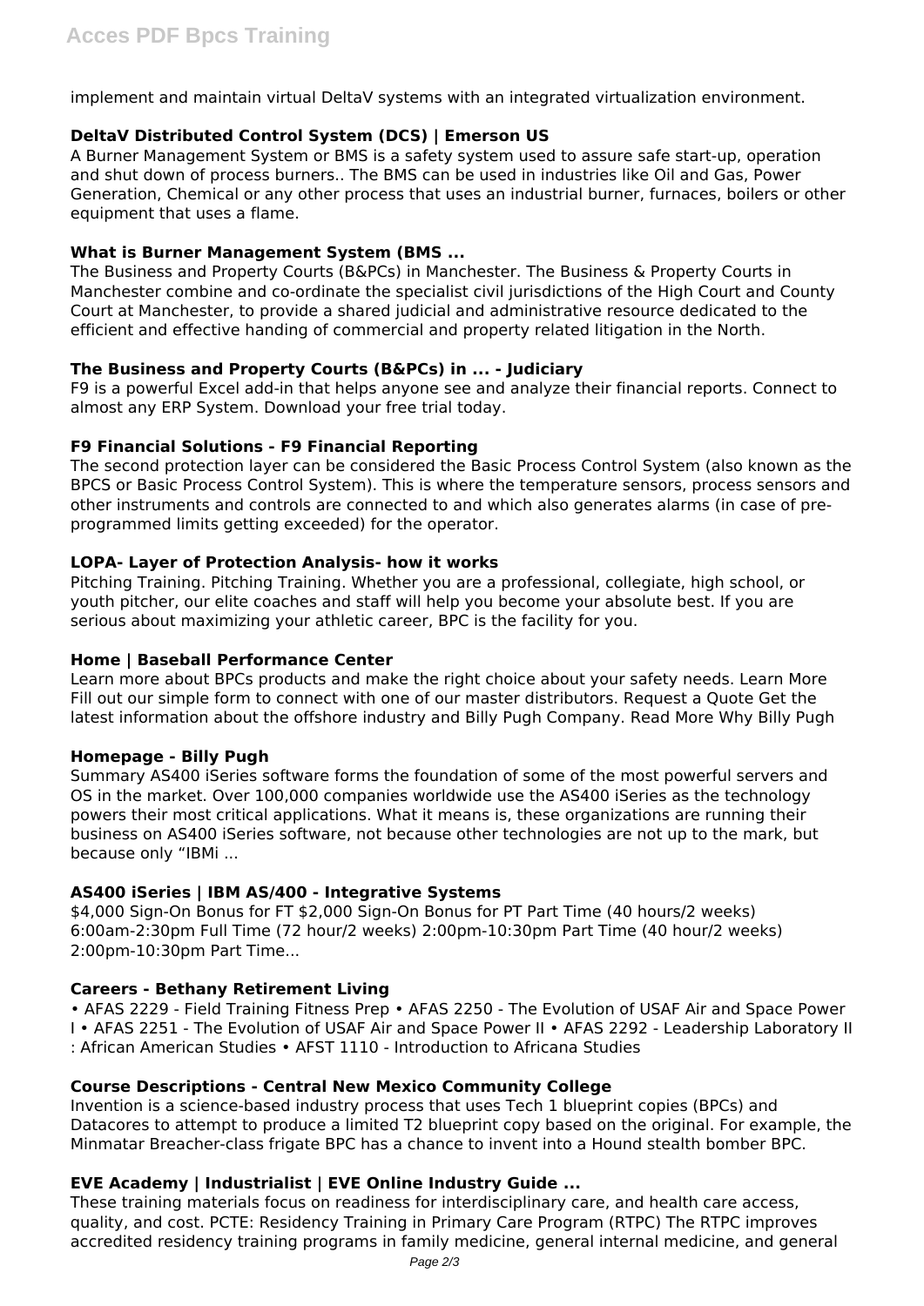implement and maintain virtual DeltaV systems with an integrated virtualization environment.

### DeltaV Distributed Control System (DCS) | Emerson US

A Burner Management System or BMS is a safety system used to assure safe start-up, operation and shut down of process burners.. The BMS can be used in industries like Oil and Gas, Power Generation, Chemical or any other process that uses an industrial burner, furnaces, boilers or other equipment that uses a flame.

### What is Burner Management System (BMS ...

The Business and Property Courts (B&PCs) in Manchester. The Business & Property Courts in Manchester combine and co-ordinate the specialist civil jurisdictions of the High Court and County Court at Manchester, to provide a shared judicial and administrative resource dedicated to the efficient and effective handing of commercial and property related litigation in the North.

### The Business and Property Courts (B&PCs) in ... - Judiciary

F9 is a powerful Excel add-in that helps anyone see and analyze their financial reports. Connect to almost any ERP System. Download your free trial today.

### F9 Financial Solutions - F9 Financial Reporting

The second protection layer can be considered the Basic Process Control System (also known as the BPCS or Basic Process Control System). This is where the temperature sensors, process sensors and other instruments and controls are connected to and which also generates alarms (in case of pre-programmed limits getting exceeded) for the operator.

### LOPA- Layer of Protection Analysis- how it works

Pitching Training. Pitching Training. Whether you are a professional, collegiate, high school, or youth pitcher, our elite coaches and staff will help you become your absolute best. If you are serious about maximizing your athletic career, BPC is the facility for you.

### Home | Baseball Performance Center

Learn more about BPCs products and make the right choice about your safety needs. Learn More Fill out our simple form to connect with one of our master distributors. Request a Quote Get the latest information about the offshore industry and Billy Pugh Company. Read More Why Billy Pugh

### Homepage - Billy Pugh

Summary AS400 iSeries software forms the foundation of some of the most powerful servers and OS in the market. Over 100,000 companies worldwide use the AS400 iSeries as the technology powers their most critical applications. What it means is, these organizations are running their business on AS400 iSeries software, not because other technologies are not up to the mark, but because only "IBMi ...

### AS400 iSeries | IBM AS/400 - Integrative Systems

$4,000 Sign-On Bonus for FT $2,000 Sign-On Bonus for PT Part Time (40 hours/2 weeks) 6:00am-2:30pm Full Time (72 hour/2 weeks) 2:00pm-10:30pm Part Time (40 hour/2 weeks) 2:00pm-10:30pm Part Time...

### Careers - Bethany Retirement Living

• AFAS 2229 - Field Training Fitness Prep • AFAS 2250 - The Evolution of USAF Air and Space Power I • AFAS 2251 - The Evolution of USAF Air and Space Power II • AFAS 2292 - Leadership Laboratory II : African American Studies • AFST 1110 - Introduction to Africana Studies

### Course Descriptions - Central New Mexico Community College

Invention is a science-based industry process that uses Tech 1 blueprint copies (BPCs) and Datacores to attempt to produce a limited T2 blueprint copy based on the original. For example, the Minmatar Breacher-class frigate BPC has a chance to invent into a Hound stealth bomber BPC.

### EVE Academy | Industrialist | EVE Online Industry Guide ...

These training materials focus on readiness for interdisciplinary care, and health care access, quality, and cost. PCTE: Residency Training in Primary Care Program (RTPC) The RTPC improves accredited residency training programs in family medicine, general internal medicine, and general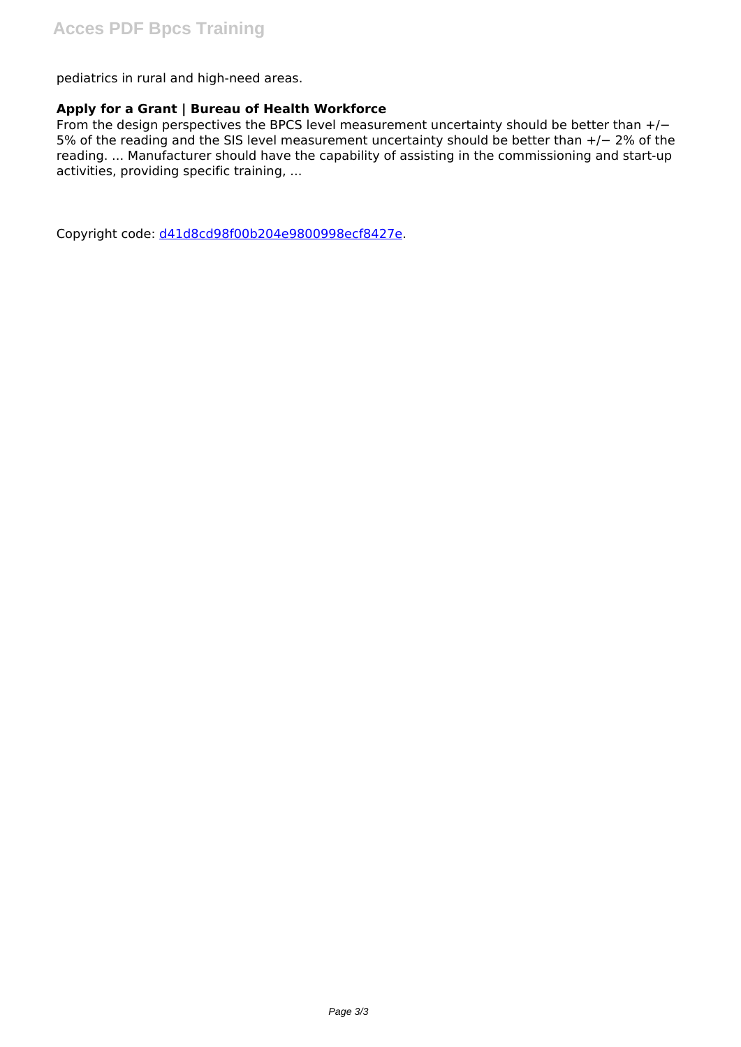pediatrics in rural and high-need areas.

**Apply for a Grant | Bureau of Health Workforce**
From the design perspectives the BPCS level measurement uncertainty should be better than +/− 5% of the reading and the SIS level measurement uncertainty should be better than +/− 2% of the reading. ... Manufacturer should have the capability of assisting in the commissioning and start-up activities, providing specific training, ...

Copyright code: d41d8cd98f00b204e9800998ecf8427e.